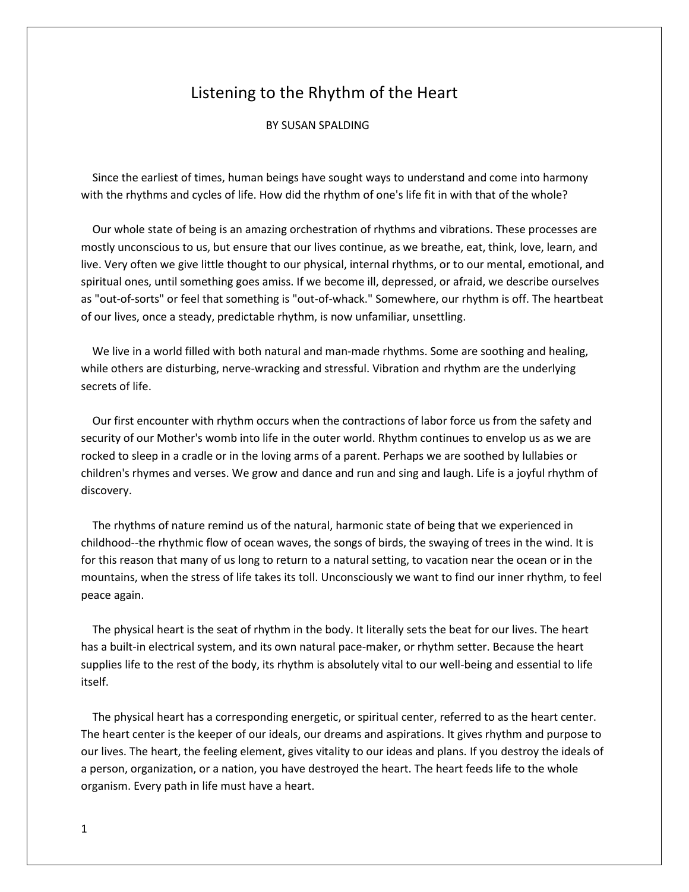# Listening to the Rhythm of the Heart

BY SUSAN SPALDING

Since the earliest of times, human beings have sought ways to understand and come into harmony with the rhythms and cycles of life. How did the rhythm of one's life fit in with that of the whole?

Our whole state of being is an amazing orchestration of rhythms and vibrations. These processes are mostly unconscious to us, but ensure that our lives continue, as we breathe, eat, think, love, learn, and live. Very often we give little thought to our physical, internal rhythms, or to our mental, emotional, and spiritual ones, until something goes amiss. If we become ill, depressed, or afraid, we describe ourselves as "out-of-sorts" or feel that something is "out-of-whack." Somewhere, our rhythm is off. The heartbeat of our lives, once a steady, predictable rhythm, is now unfamiliar, unsettling.

We live in a world filled with both natural and man-made rhythms. Some are soothing and healing, while others are disturbing, nerve-wracking and stressful. Vibration and rhythm are the underlying secrets of life.

Our first encounter with rhythm occurs when the contractions of labor force us from the safety and security of our Mother's womb into life in the outer world. Rhythm continues to envelop us as we are rocked to sleep in a cradle or in the loving arms of a parent. Perhaps we are soothed by lullabies or children's rhymes and verses. We grow and dance and run and sing and laugh. Life is a joyful rhythm of discovery.

The rhythms of nature remind us of the natural, harmonic state of being that we experienced in childhood--the rhythmic flow of ocean waves, the songs of birds, the swaying of trees in the wind. It is for this reason that many of us long to return to a natural setting, to vacation near the ocean or in the mountains, when the stress of life takes its toll. Unconsciously we want to find our inner rhythm, to feel peace again.

The physical heart is the seat of rhythm in the body. It literally sets the beat for our lives. The heart has a built-in electrical system, and its own natural pace-maker, or rhythm setter. Because the heart supplies life to the rest of the body, its rhythm is absolutely vital to our well-being and essential to life itself.

The physical heart has a corresponding energetic, or spiritual center, referred to as the heart center. The heart center is the keeper of our ideals, our dreams and aspirations. It gives rhythm and purpose to our lives. The heart, the feeling element, gives vitality to our ideas and plans. If you destroy the ideals of a person, organization, or a nation, you have destroyed the heart. The heart feeds life to the whole organism. Every path in life must have a heart.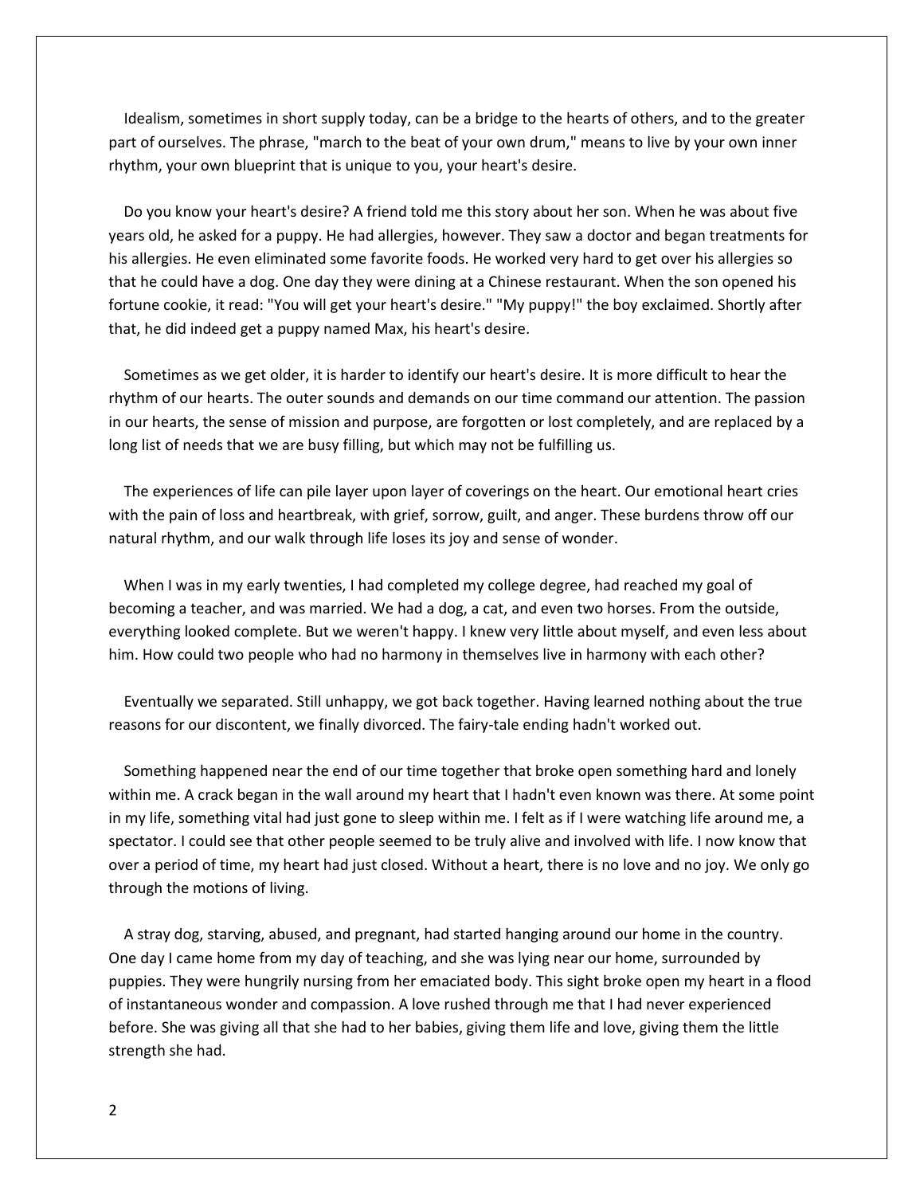Idealism, sometimes in short supply today, can be a bridge to the hearts of others, and to the greater part of ourselves. The phrase, "march to the beat of your own drum," means to live by your own inner rhythm, your own blueprint that is unique to you, your heart's desire.

Do you know your heart's desire? A friend told me this story about her son. When he was about five years old, he asked for a puppy. He had allergies, however. They saw a doctor and began treatments for his allergies. He even eliminated some favorite foods. He worked very hard to get over his allergies so that he could have a dog. One day they were dining at a Chinese restaurant. When the son opened his fortune cookie, it read: "You will get your heart's desire." "My puppy!" the boy exclaimed. Shortly after that, he did indeed get a puppy named Max, his heart's desire.

Sometimes as we get older, it is harder to identify our heart's desire. It is more difficult to hear the rhythm of our hearts. The outer sounds and demands on our time command our attention. The passion in our hearts, the sense of mission and purpose, are forgotten or lost completely, and are replaced by a long list of needs that we are busy filling, but which may not be fulfilling us.

The experiences of life can pile layer upon layer of coverings on the heart. Our emotional heart cries with the pain of loss and heartbreak, with grief, sorrow, guilt, and anger. These burdens throw off our natural rhythm, and our walk through life loses its joy and sense of wonder.

When I was in my early twenties, I had completed my college degree, had reached my goal of becoming a teacher, and was married. We had a dog, a cat, and even two horses. From the outside, everything looked complete. But we weren't happy. I knew very little about myself, and even less about him. How could two people who had no harmony in themselves live in harmony with each other?

Eventually we separated. Still unhappy, we got back together. Having learned nothing about the true reasons for our discontent, we finally divorced. The fairy-tale ending hadn't worked out.

Something happened near the end of our time together that broke open something hard and lonely within me. A crack began in the wall around my heart that I hadn't even known was there. At some point in my life, something vital had just gone to sleep within me. I felt as if I were watching life around me, a spectator. I could see that other people seemed to be truly alive and involved with life. I now know that over a period of time, my heart had just closed. Without a heart, there is no love and no joy. We only go through the motions of living.

A stray dog, starving, abused, and pregnant, had started hanging around our home in the country. One day I came home from my day of teaching, and she was lying near our home, surrounded by puppies. They were hungrily nursing from her emaciated body. This sight broke open my heart in a flood of instantaneous wonder and compassion. A love rushed through me that I had never experienced before. She was giving all that she had to her babies, giving them life and love, giving them the little strength she had.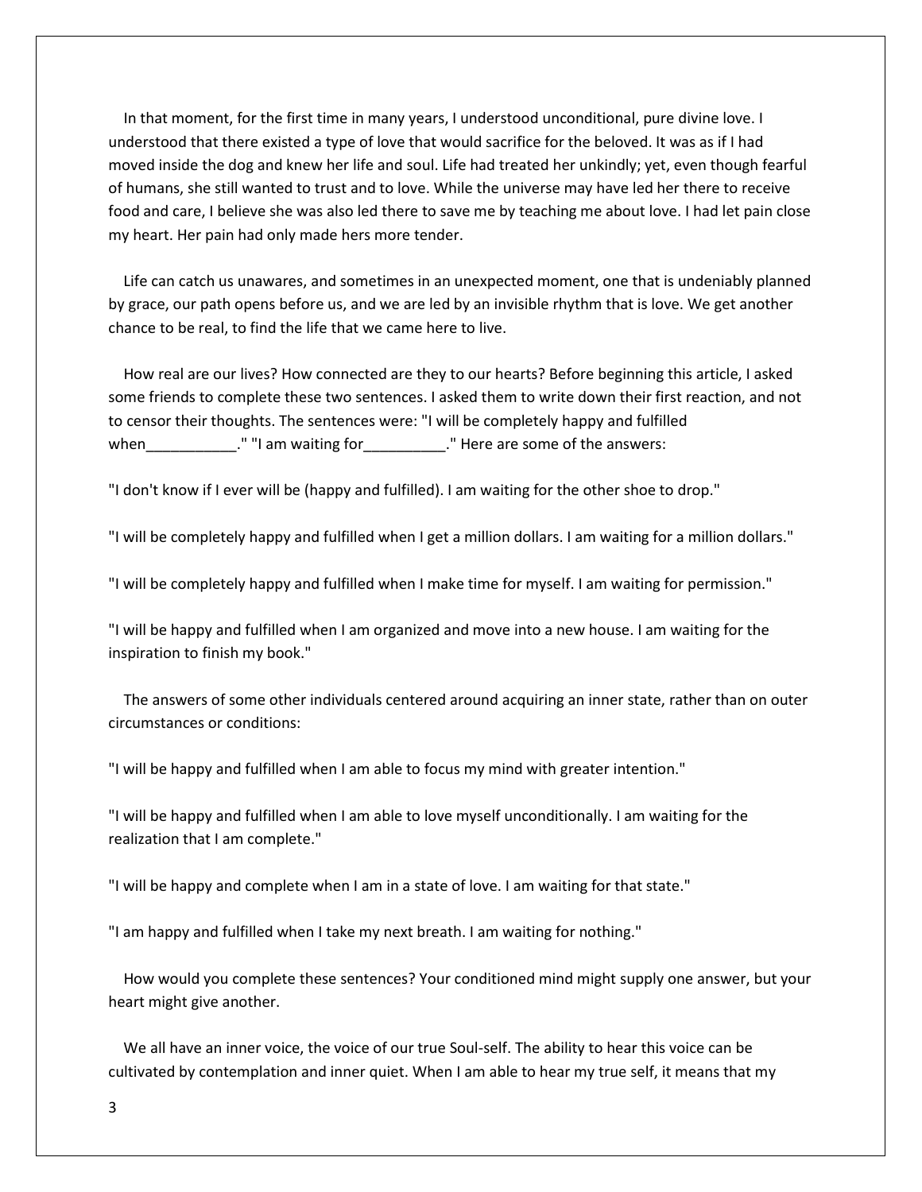In that moment, for the first time in many years, I understood unconditional, pure divine love. I understood that there existed a type of love that would sacrifice for the beloved. It was as if I had moved inside the dog and knew her life and soul. Life had treated her unkindly; yet, even though fearful of humans, she still wanted to trust and to love. While the universe may have led her there to receive food and care, I believe she was also led there to save me by teaching me about love. I had let pain close my heart. Her pain had only made hers more tender.

Life can catch us unawares, and sometimes in an unexpected moment, one that is undeniably planned by grace, our path opens before us, and we are led by an invisible rhythm that is love. We get another chance to be real, to find the life that we came here to live.

How real are our lives? How connected are they to our hearts? Before beginning this article, I asked some friends to complete these two sentences. I asked them to write down their first reaction, and not to censor their thoughts. The sentences were: "I will be completely happy and fulfilled when___________." "I am waiting for__________." Here are some of the answers:

"I don't know if I ever will be (happy and fulfilled). I am waiting for the other shoe to drop."

"I will be completely happy and fulfilled when I get a million dollars. I am waiting for a million dollars."

"I will be completely happy and fulfilled when I make time for myself. I am waiting for permission."

"I will be happy and fulfilled when I am organized and move into a new house. I am waiting for the inspiration to finish my book."

The answers of some other individuals centered around acquiring an inner state, rather than on outer circumstances or conditions:

"I will be happy and fulfilled when I am able to focus my mind with greater intention."

"I will be happy and fulfilled when I am able to love myself unconditionally. I am waiting for the realization that I am complete."

"I will be happy and complete when I am in a state of love. I am waiting for that state."

"I am happy and fulfilled when I take my next breath. I am waiting for nothing."

How would you complete these sentences? Your conditioned mind might supply one answer, but your heart might give another.

We all have an inner voice, the voice of our true Soul-self. The ability to hear this voice can be cultivated by contemplation and inner quiet. When I am able to hear my true self, it means that my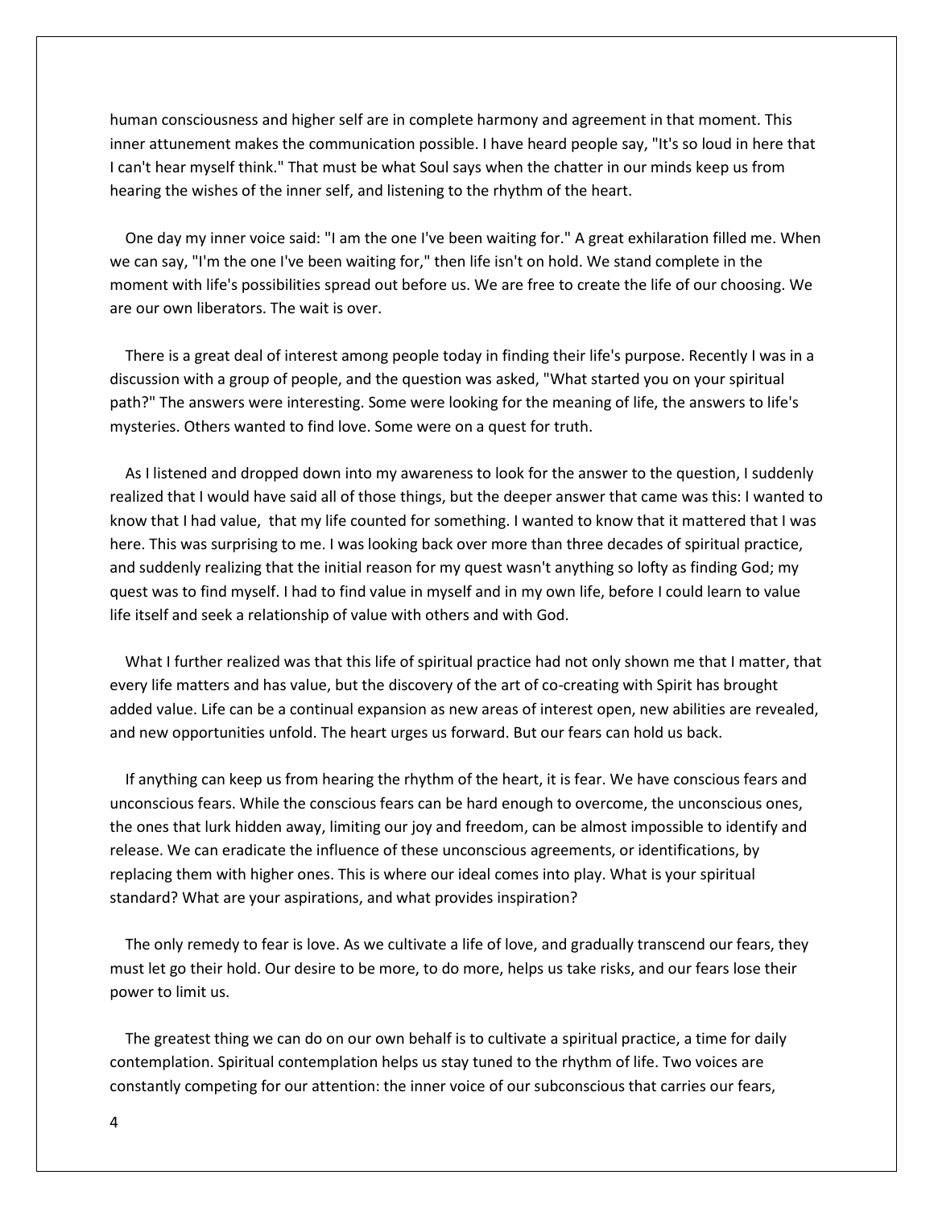human consciousness and higher self are in complete harmony and agreement in that moment. This inner attunement makes the communication possible. I have heard people say, "It's so loud in here that I can't hear myself think." That must be what Soul says when the chatter in our minds keep us from hearing the wishes of the inner self, and listening to the rhythm of the heart.

One day my inner voice said: "I am the one I've been waiting for." A great exhilaration filled me. When we can say, "I'm the one I've been waiting for," then life isn't on hold. We stand complete in the moment with life's possibilities spread out before us. We are free to create the life of our choosing. We are our own liberators. The wait is over.

There is a great deal of interest among people today in finding their life's purpose. Recently I was in a discussion with a group of people, and the question was asked, "What started you on your spiritual path?" The answers were interesting. Some were looking for the meaning of life, the answers to life's mysteries. Others wanted to find love. Some were on a quest for truth.

As I listened and dropped down into my awareness to look for the answer to the question, I suddenly realized that I would have said all of those things, but the deeper answer that came was this: I wanted to know that I had value, that my life counted for something. I wanted to know that it mattered that I was here. This was surprising to me. I was looking back over more than three decades of spiritual practice, and suddenly realizing that the initial reason for my quest wasn't anything so lofty as finding God; my quest was to find myself. I had to find value in myself and in my own life, before I could learn to value life itself and seek a relationship of value with others and with God.

What I further realized was that this life of spiritual practice had not only shown me that I matter, that every life matters and has value, but the discovery of the art of co-creating with Spirit has brought added value. Life can be a continual expansion as new areas of interest open, new abilities are revealed, and new opportunities unfold. The heart urges us forward. But our fears can hold us back.

If anything can keep us from hearing the rhythm of the heart, it is fear. We have conscious fears and unconscious fears. While the conscious fears can be hard enough to overcome, the unconscious ones, the ones that lurk hidden away, limiting our joy and freedom, can be almost impossible to identify and release. We can eradicate the influence of these unconscious agreements, or identifications, by replacing them with higher ones. This is where our ideal comes into play. What is your spiritual standard? What are your aspirations, and what provides inspiration?

The only remedy to fear is love. As we cultivate a life of love, and gradually transcend our fears, they must let go their hold. Our desire to be more, to do more, helps us take risks, and our fears lose their power to limit us.

The greatest thing we can do on our own behalf is to cultivate a spiritual practice, a time for daily contemplation. Spiritual contemplation helps us stay tuned to the rhythm of life. Two voices are constantly competing for our attention: the inner voice of our subconscious that carries our fears,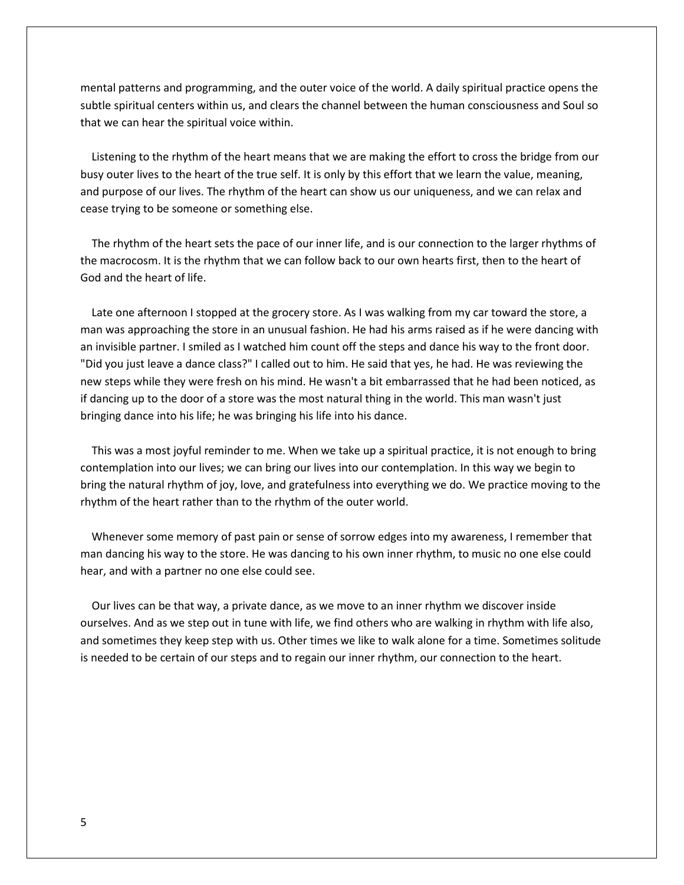mental patterns and programming, and the outer voice of the world. A daily spiritual practice opens the subtle spiritual centers within us, and clears the channel between the human consciousness and Soul so that we can hear the spiritual voice within.

Listening to the rhythm of the heart means that we are making the effort to cross the bridge from our busy outer lives to the heart of the true self. It is only by this effort that we learn the value, meaning, and purpose of our lives. The rhythm of the heart can show us our uniqueness, and we can relax and cease trying to be someone or something else.

The rhythm of the heart sets the pace of our inner life, and is our connection to the larger rhythms of the macrocosm. It is the rhythm that we can follow back to our own hearts first, then to the heart of God and the heart of life.

Late one afternoon I stopped at the grocery store. As I was walking from my car toward the store, a man was approaching the store in an unusual fashion. He had his arms raised as if he were dancing with an invisible partner. I smiled as I watched him count off the steps and dance his way to the front door. "Did you just leave a dance class?" I called out to him. He said that yes, he had. He was reviewing the new steps while they were fresh on his mind. He wasn't a bit embarrassed that he had been noticed, as if dancing up to the door of a store was the most natural thing in the world. This man wasn't just bringing dance into his life; he was bringing his life into his dance.

This was a most joyful reminder to me. When we take up a spiritual practice, it is not enough to bring contemplation into our lives; we can bring our lives into our contemplation. In this way we begin to bring the natural rhythm of joy, love, and gratefulness into everything we do. We practice moving to the rhythm of the heart rather than to the rhythm of the outer world.

Whenever some memory of past pain or sense of sorrow edges into my awareness, I remember that man dancing his way to the store. He was dancing to his own inner rhythm, to music no one else could hear, and with a partner no one else could see.

Our lives can be that way, a private dance, as we move to an inner rhythm we discover inside ourselves. And as we step out in tune with life, we find others who are walking in rhythm with life also, and sometimes they keep step with us. Other times we like to walk alone for a time. Sometimes solitude is needed to be certain of our steps and to regain our inner rhythm, our connection to the heart.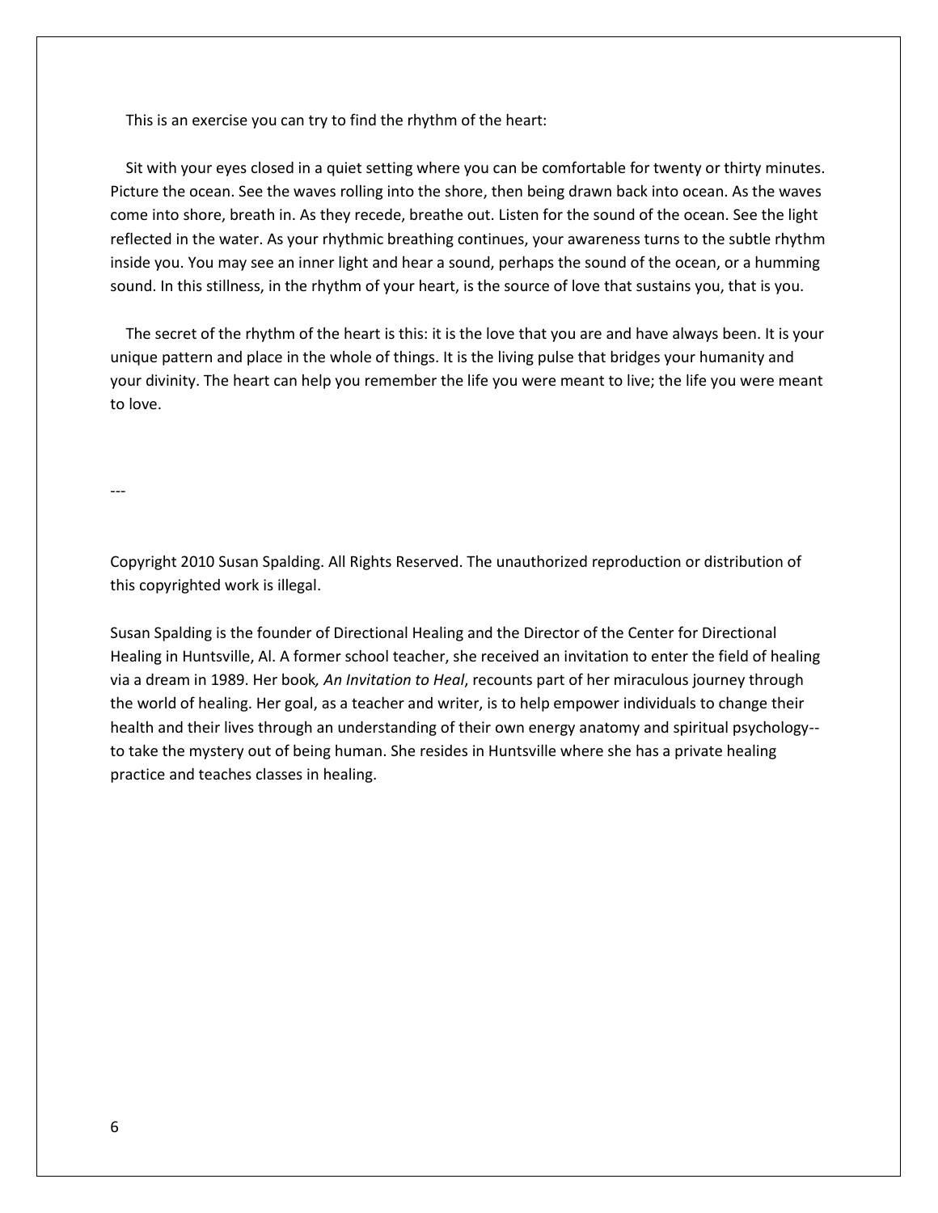This is an exercise you can try to find the rhythm of the heart:

Sit with your eyes closed in a quiet setting where you can be comfortable for twenty or thirty minutes. Picture the ocean. See the waves rolling into the shore, then being drawn back into ocean. As the waves come into shore, breath in. As they recede, breathe out. Listen for the sound of the ocean. See the light reflected in the water. As your rhythmic breathing continues, your awareness turns to the subtle rhythm inside you. You may see an inner light and hear a sound, perhaps the sound of the ocean, or a humming sound. In this stillness, in the rhythm of your heart, is the source of love that sustains you, that is you.

The secret of the rhythm of the heart is this: it is the love that you are and have always been. It is your unique pattern and place in the whole of things. It is the living pulse that bridges your humanity and your divinity. The heart can help you remember the life you were meant to live; the life you were meant to love.

---

Copyright 2010 Susan Spalding. All Rights Reserved. The unauthorized reproduction or distribution of this copyrighted work is illegal.

Susan Spalding is the founder of Directional Healing and the Director of the Center for Directional Healing in Huntsville, Al. A former school teacher, she received an invitation to enter the field of healing via a dream in 1989. Her book*, An Invitation to Heal*, recounts part of her miraculous journey through the world of healing. Her goal, as a teacher and writer, is to help empower individuals to change their health and their lives through an understanding of their own energy anatomy and spiritual psychology--to take the mystery out of being human. She resides in Huntsville where she has a private healing practice and teaches classes in healing.